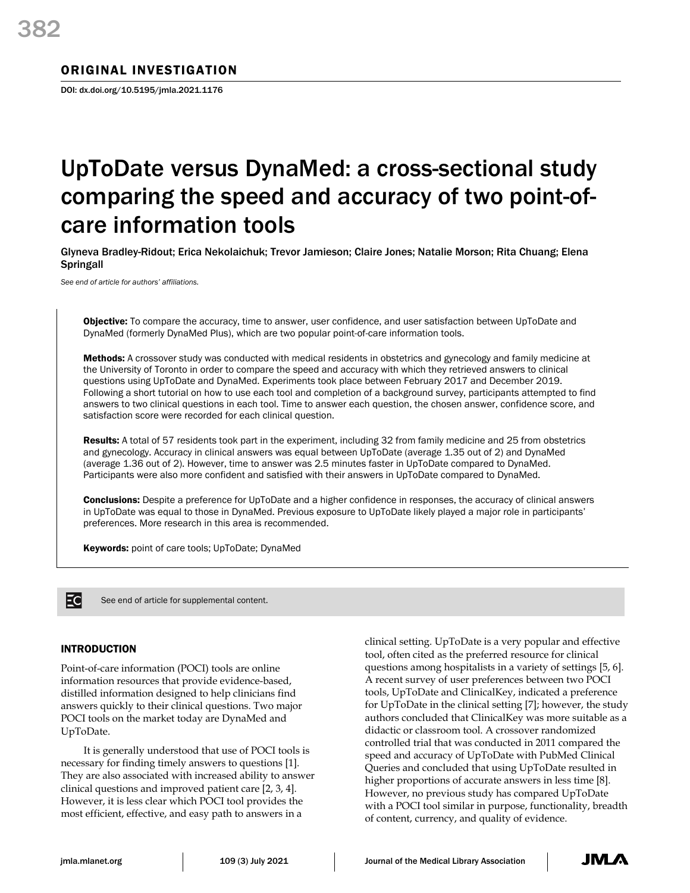ORIGINAL INVESTIGATION

DOI: dx.doi.org/10.5195/jmla.2021.1176

# UpToDate versus DynaMed: a cross-sectional study comparing the speed and accuracy of two point-of-care information tools

Glyneva Bradley-Ridout; Erica Nekolaichuk; Trevor Jamieson; Claire Jones; Natalie Morson; Rita Chuang; Elena Springall

*See end of article for authors' affiliations.*

**Objective:** To compare the accuracy, time to answer, user confidence, and user satisfaction between UpToDate and DynaMed (formerly DynaMed Plus), which are two popular point-of-care information tools.

**Methods:** A crossover study was conducted with medical residents in obstetrics and gynecology and family medicine at the University of Toronto in order to compare the speed and accuracy with which they retrieved answers to clinical questions using UpToDate and DynaMed. Experiments took place between February 2017 and December 2019. Following a short tutorial on how to use each tool and completion of a background survey, participants attempted to find answers to two clinical questions in each tool. Time to answer each question, the chosen answer, confidence score, and satisfaction score were recorded for each clinical question.

**Results:** A total of 57 residents took part in the experiment, including 32 from family medicine and 25 from obstetrics and gynecology. Accuracy in clinical answers was equal between UpToDate (average 1.35 out of 2) and DynaMed (average 1.36 out of 2). However, time to answer was 2.5 minutes faster in UpToDate compared to DynaMed. Participants were also more confident and satisfied with their answers in UpToDate compared to DynaMed.

**Conclusions:** Despite a preference for UpToDate and a higher confidence in responses, the accuracy of clinical answers in UpToDate was equal to those in DynaMed. Previous exposure to UpToDate likely played a major role in participants' preferences. More research in this area is recommended.

**Keywords:** point of care tools; UpToDate; DynaMed

See end of article for supplemental content.

## INTRODUCTION

Point-of-care information (POCI) tools are online information resources that provide evidence-based, distilled information designed to help clinicians find answers quickly to their clinical questions. Two major POCI tools on the market today are DynaMed and UpToDate.

It is generally understood that use of POCI tools is necessary for finding timely answers to questions [1]. They are also associated with increased ability to answer clinical questions and improved patient care [2, 3, 4]. However, it is less clear which POCI tool provides the most efficient, effective, and easy path to answers in a clinical setting. UpToDate is a very popular and effective tool, often cited as the preferred resource for clinical questions among hospitalists in a variety of settings [5, 6]. A recent survey of user preferences between two POCI tools, UpToDate and ClinicalKey, indicated a preference for UpToDate in the clinical setting [7]; however, the study authors concluded that ClinicalKey was more suitable as a didactic or classroom tool. A crossover randomized controlled trial that was conducted in 2011 compared the speed and accuracy of UpToDate with PubMed Clinical Queries and concluded that using UpToDate resulted in higher proportions of accurate answers in less time [8]. However, no previous study has compared UpToDate with a POCI tool similar in purpose, functionality, breadth of content, currency, and quality of evidence.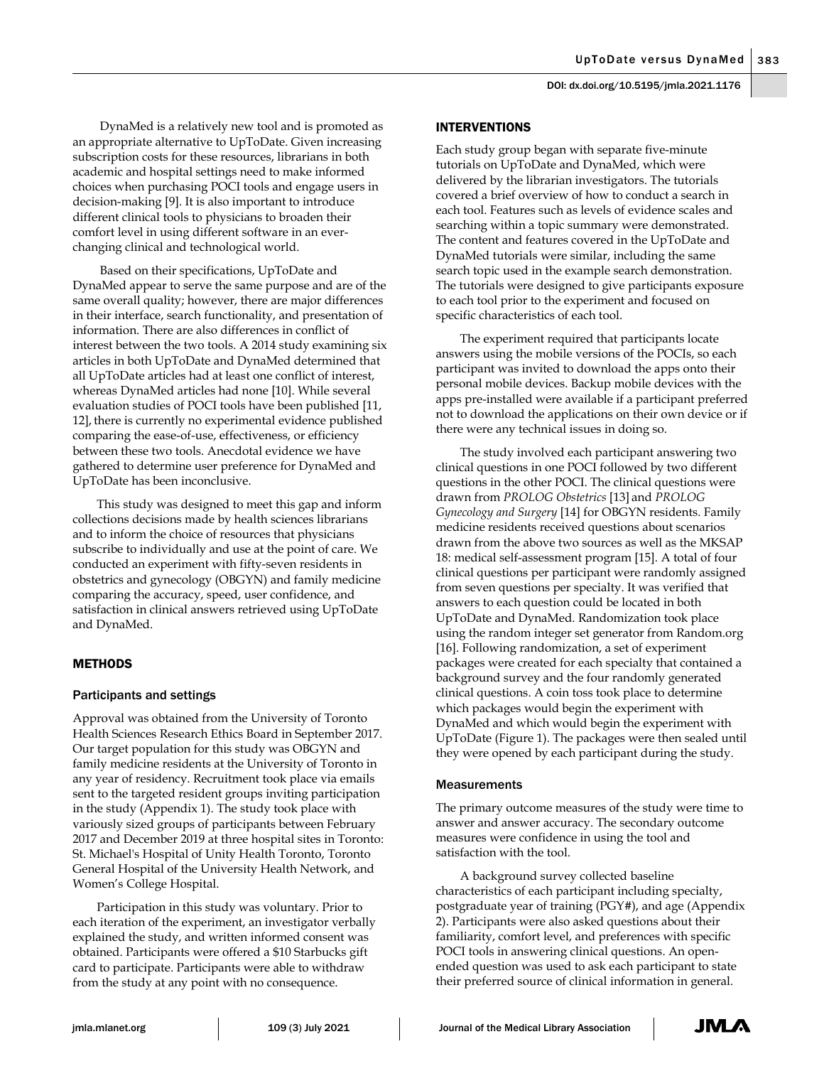DynaMed is a relatively new tool and is promoted as an appropriate alternative to UpToDate. Given increasing subscription costs for these resources, librarians in both academic and hospital settings need to make informed choices when purchasing POCI tools and engage users in decision-making [9]. It is also important to introduce different clinical tools to physicians to broaden their comfort level in using different software in an ever-changing clinical and technological world.

Based on their specifications, UpToDate and DynaMed appear to serve the same purpose and are of the same overall quality; however, there are major differences in their interface, search functionality, and presentation of information. There are also differences in conflict of interest between the two tools. A 2014 study examining six articles in both UpToDate and DynaMed determined that all UpToDate articles had at least one conflict of interest, whereas DynaMed articles had none [10]. While several evaluation studies of POCI tools have been published [11, 12], there is currently no experimental evidence published comparing the ease-of-use, effectiveness, or efficiency between these two tools. Anecdotal evidence we have gathered to determine user preference for DynaMed and UpToDate has been inconclusive.

This study was designed to meet this gap and inform collections decisions made by health sciences librarians and to inform the choice of resources that physicians subscribe to individually and use at the point of care. We conducted an experiment with fifty-seven residents in obstetrics and gynecology (OBGYN) and family medicine comparing the accuracy, speed, user confidence, and satisfaction in clinical answers retrieved using UpToDate and DynaMed.

## METHODS

### Participants and settings

Approval was obtained from the University of Toronto Health Sciences Research Ethics Board in September 2017. Our target population for this study was OBGYN and family medicine residents at the University of Toronto in any year of residency. Recruitment took place via emails sent to the targeted resident groups inviting participation in the study (Appendix 1). The study took place with variously sized groups of participants between February 2017 and December 2019 at three hospital sites in Toronto: St. Michael's Hospital of Unity Health Toronto, Toronto General Hospital of the University Health Network, and Women's College Hospital.

Participation in this study was voluntary. Prior to each iteration of the experiment, an investigator verbally explained the study, and written informed consent was obtained. Participants were offered a $10 Starbucks gift card to participate. Participants were able to withdraw from the study at any point with no consequence.

## INTERVENTIONS

Each study group began with separate five-minute tutorials on UpToDate and DynaMed, which were delivered by the librarian investigators. The tutorials covered a brief overview of how to conduct a search in each tool. Features such as levels of evidence scales and searching within a topic summary were demonstrated. The content and features covered in the UpToDate and DynaMed tutorials were similar, including the same search topic used in the example search demonstration. The tutorials were designed to give participants exposure to each tool prior to the experiment and focused on specific characteristics of each tool.

The experiment required that participants locate answers using the mobile versions of the POCIs, so each participant was invited to download the apps onto their personal mobile devices. Backup mobile devices with the apps pre-installed were available if a participant preferred not to download the applications on their own device or if there were any technical issues in doing so.

The study involved each participant answering two clinical questions in one POCI followed by two different questions in the other POCI. The clinical questions were drawn from *PROLOG Obstetrics* [13] and *PROLOG Gynecology and Surgery* [14] for OBGYN residents. Family medicine residents received questions about scenarios drawn from the above two sources as well as the MKSAP 18: medical self-assessment program [15]. A total of four clinical questions per participant were randomly assigned from seven questions per specialty. It was verified that answers to each question could be located in both UpToDate and DynaMed. Randomization took place using the random integer set generator from Random.org [16]. Following randomization, a set of experiment packages were created for each specialty that contained a background survey and the four randomly generated clinical questions. A coin toss took place to determine which packages would begin the experiment with DynaMed and which would begin the experiment with UpToDate (Figure 1). The packages were then sealed until they were opened by each participant during the study.

### Measurements

The primary outcome measures of the study were time to answer and answer accuracy. The secondary outcome measures were confidence in using the tool and satisfaction with the tool.

A background survey collected baseline characteristics of each participant including specialty, postgraduate year of training (PGY#), and age (Appendix 2). Participants were also asked questions about their familiarity, comfort level, and preferences with specific POCI tools in answering clinical questions. An open-ended question was used to ask each participant to state their preferred source of clinical information in general.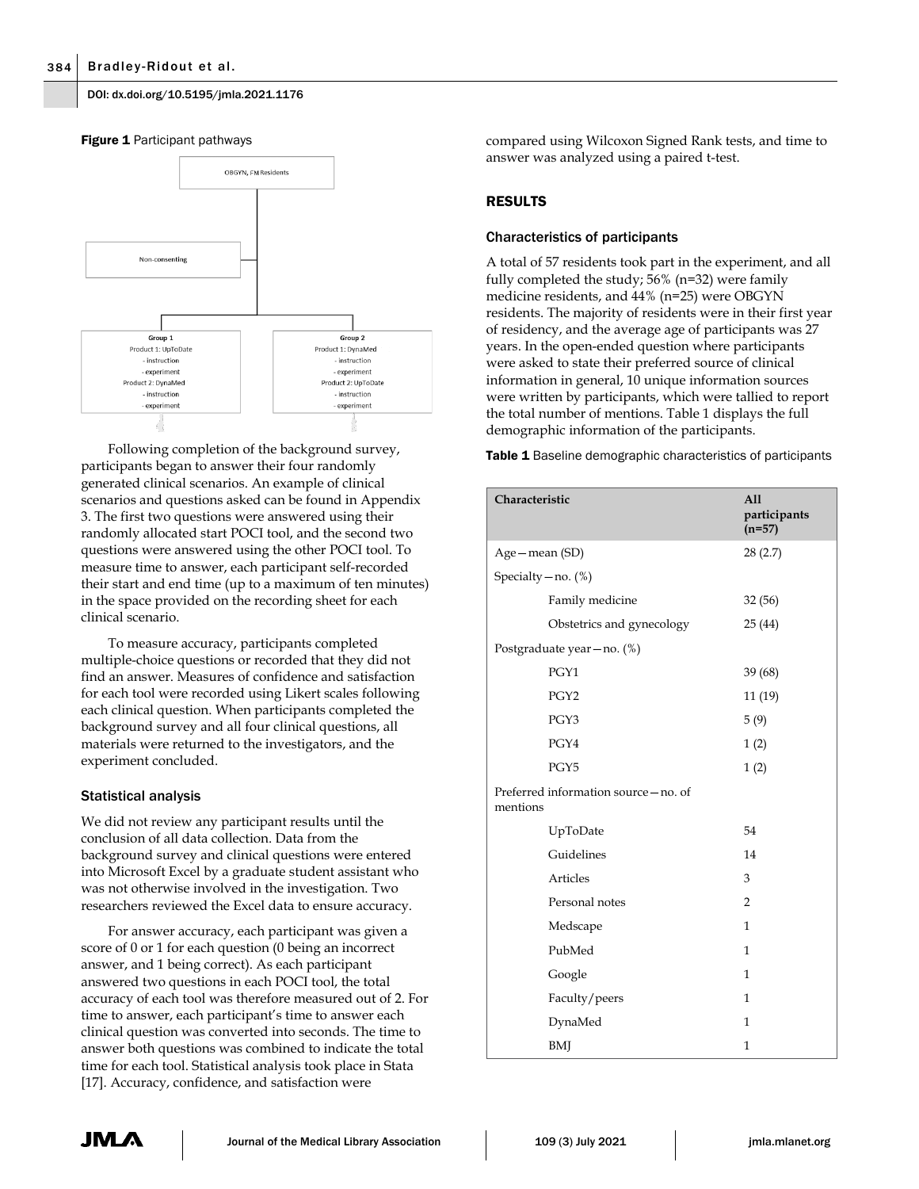**Figure 1** Participant pathways

Following completion of the background survey, participants began to answer their four randomly generated clinical scenarios. An example of clinical scenarios and questions asked can be found in Appendix 3. The first two questions were answered using their randomly allocated start POCI tool, and the second two questions were answered using the other POCI tool. To measure time to answer, each participant self-recorded their start and end time (up to a maximum of ten minutes) in the space provided on the recording sheet for each clinical scenario.

To measure accuracy, participants completed multiple-choice questions or recorded that they did not find an answer. Measures of confidence and satisfaction for each tool were recorded using Likert scales following each clinical question. When participants completed the background survey and all four clinical questions, all materials were returned to the investigators, and the experiment concluded.

### Statistical analysis

We did not review any participant results until the conclusion of all data collection. Data from the background survey and clinical questions were entered into Microsoft Excel by a graduate student assistant who was not otherwise involved in the investigation. Two researchers reviewed the Excel data to ensure accuracy.

For answer accuracy, each participant was given a score of 0 or 1 for each question (0 being an incorrect answer, and 1 being correct). As each participant answered two questions in each POCI tool, the total accuracy of each tool was therefore measured out of 2. For time to answer, each participant's time to answer each clinical question was converted into seconds. The time to answer both questions was combined to indicate the total time for each tool. Statistical analysis took place in Stata [17]. Accuracy, confidence, and satisfaction were compared using Wilcoxon Signed Rank tests, and time to answer was analyzed using a paired t-test.

## RESULTS

### Characteristics of participants

A total of 57 residents took part in the experiment, and all fully completed the study; 56% (n=32) were family medicine residents, and 44% (n=25) were OBGYN residents. The majority of residents were in their first year of residency, and the average age of participants was 27 years. In the open-ended question where participants were asked to state their preferred source of clinical information in general, 10 unique information sources were written by participants, which were tallied to report the total number of mentions. Table 1 displays the full demographic information of the participants.

**Table 1** Baseline demographic characteristics of participants

| Characteristic | All participants (n=57) |
|---|---|
| Age—mean (SD) | 28 (2.7) |
| Specialty—no. (%) | |
| Family medicine | 32 (56) |
| Obstetrics and gynecology | 25 (44) |
| Postgraduate year—no. (%) | |
| PGY1 | 39 (68) |
| PGY2 | 11 (19) |
| PGY3 | 5 (9) |
| PGY4 | 1 (2) |
| PGY5 | 1 (2) |
| Preferred information source—no. of mentions | |
| UpToDate | 54 |
| Guidelines | 14 |
| Articles | 3 |
| Personal notes | 2 |
| Medscape | 1 |
| PubMed | 1 |
| Google | 1 |
| Faculty/peers | 1 |
| DynaMed | 1 |
| BMJ | 1 |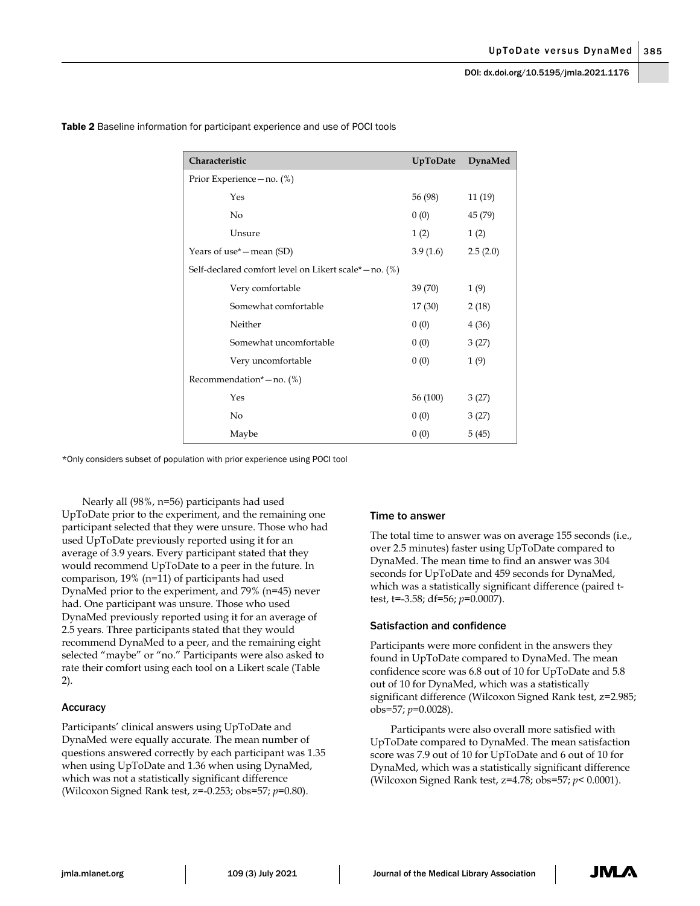**Table 2** Baseline information for participant experience and use of POCI tools

| Characteristic | UpToDate | DynaMed |
|---|---|---|
| Prior Experience—no. (%) | | |
| Yes | 56 (98) | 11 (19) |
| No | 0 (0) | 45 (79) |
| Unsure | 1 (2) | 1 (2) |
| Years of use*—mean (SD) | 3.9 (1.6) | 2.5 (2.0) |
| Self-declared comfort level on Likert scale*—no. (%) | | |
| Very comfortable | 39 (70) | 1 (9) |
| Somewhat comfortable | 17 (30) | 2 (18) |
| Neither | 0 (0) | 4 (36) |
| Somewhat uncomfortable | 0 (0) | 3 (27) |
| Very uncomfortable | 0 (0) | 1 (9) |
| Recommendation*—no. (%) | | |
| Yes | 56 (100) | 3 (27) |
| No | 0 (0) | 3 (27) |
| Maybe | 0 (0) | 5 (45) |

*Only considers subset of population with prior experience using POCI tool

Nearly all (98%, n=56) participants had used UpToDate prior to the experiment, and the remaining one participant selected that they were unsure. Those who had used UpToDate previously reported using it for an average of 3.9 years. Every participant stated that they would recommend UpToDate to a peer in the future. In comparison, 19% (n=11) of participants had used DynaMed prior to the experiment, and 79% (n=45) never had. One participant was unsure. Those who used DynaMed previously reported using it for an average of 2.5 years. Three participants stated that they would recommend DynaMed to a peer, and the remaining eight selected "maybe" or "no." Participants were also asked to rate their comfort using each tool on a Likert scale (Table 2).

### Accuracy

Participants' clinical answers using UpToDate and DynaMed were equally accurate. The mean number of questions answered correctly by each participant was 1.35 when using UpToDate and 1.36 when using DynaMed, which was not a statistically significant difference (Wilcoxon Signed Rank test, $z=-0.253$; obs=57; $p=0.80$).

### Time to answer

The total time to answer was on average 155 seconds (i.e., over 2.5 minutes) faster using UpToDate compared to DynaMed. The mean time to find an answer was 304 seconds for UpToDate and 459 seconds for DynaMed, which was a statistically significant difference (paired t-test, $t=-3.58$; df=56; $p=0.0007$).

### Satisfaction and confidence

Participants were more confident in the answers they found in UpToDate compared to DynaMed. The mean confidence score was 6.8 out of 10 for UpToDate and 5.8 out of 10 for DynaMed, which was a statistically significant difference (Wilcoxon Signed Rank test, $z=2.985$; obs=57; $p=0.0028$).

Participants were also overall more satisfied with UpToDate compared to DynaMed. The mean satisfaction score was 7.9 out of 10 for UpToDate and 6 out of 10 for DynaMed, which was a statistically significant difference (Wilcoxon Signed Rank test, $z=4.78$; obs=57; $p< 0.0001$).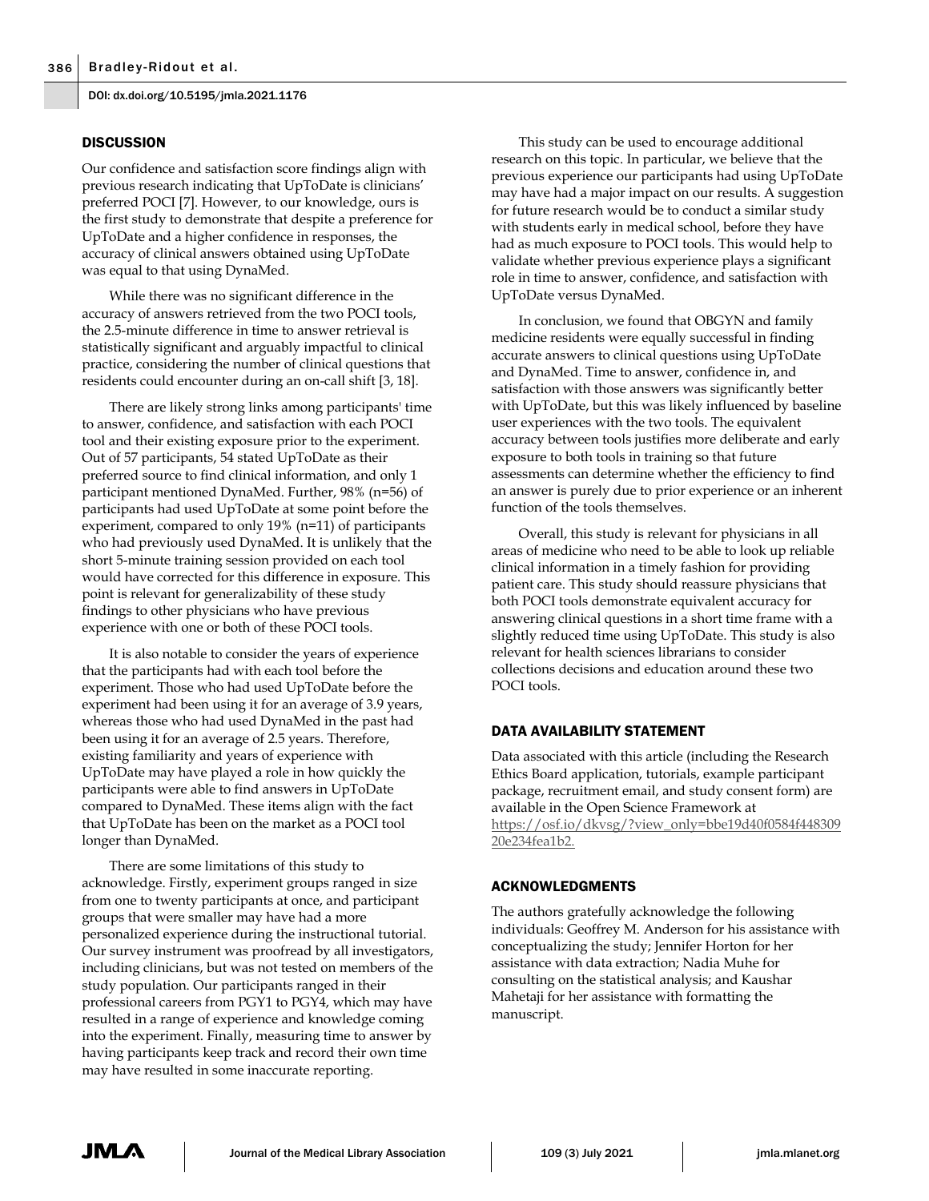## DISCUSSION

Our confidence and satisfaction score findings align with previous research indicating that UpToDate is clinicians' preferred POCI [7]. However, to our knowledge, ours is the first study to demonstrate that despite a preference for UpToDate and a higher confidence in responses, the accuracy of clinical answers obtained using UpToDate was equal to that using DynaMed.

While there was no significant difference in the accuracy of answers retrieved from the two POCI tools, the 2.5-minute difference in time to answer retrieval is statistically significant and arguably impactful to clinical practice, considering the number of clinical questions that residents could encounter during an on-call shift [3, 18].

There are likely strong links among participants' time to answer, confidence, and satisfaction with each POCI tool and their existing exposure prior to the experiment. Out of 57 participants, 54 stated UpToDate as their preferred source to find clinical information, and only 1 participant mentioned DynaMed. Further, 98% (n=56) of participants had used UpToDate at some point before the experiment, compared to only 19% (n=11) of participants who had previously used DynaMed. It is unlikely that the short 5-minute training session provided on each tool would have corrected for this difference in exposure. This point is relevant for generalizability of these study findings to other physicians who have previous experience with one or both of these POCI tools.

It is also notable to consider the years of experience that the participants had with each tool before the experiment. Those who had used UpToDate before the experiment had been using it for an average of 3.9 years, whereas those who had used DynaMed in the past had been using it for an average of 2.5 years. Therefore, existing familiarity and years of experience with UpToDate may have played a role in how quickly the participants were able to find answers in UpToDate compared to DynaMed. These items align with the fact that UpToDate has been on the market as a POCI tool longer than DynaMed.

There are some limitations of this study to acknowledge. Firstly, experiment groups ranged in size from one to twenty participants at once, and participant groups that were smaller may have had a more personalized experience during the instructional tutorial. Our survey instrument was proofread by all investigators, including clinicians, but was not tested on members of the study population. Our participants ranged in their professional careers from PGY1 to PGY4, which may have resulted in a range of experience and knowledge coming into the experiment. Finally, measuring time to answer by having participants keep track and record their own time may have resulted in some inaccurate reporting.

This study can be used to encourage additional research on this topic. In particular, we believe that the previous experience our participants had using UpToDate may have had a major impact on our results. A suggestion for future research would be to conduct a similar study with students early in medical school, before they have had as much exposure to POCI tools. This would help to validate whether previous experience plays a significant role in time to answer, confidence, and satisfaction with UpToDate versus DynaMed.

In conclusion, we found that OBGYN and family medicine residents were equally successful in finding accurate answers to clinical questions using UpToDate and DynaMed. Time to answer, confidence in, and satisfaction with those answers was significantly better with UpToDate, but this was likely influenced by baseline user experiences with the two tools. The equivalent accuracy between tools justifies more deliberate and early exposure to both tools in training so that future assessments can determine whether the efficiency to find an answer is purely due to prior experience or an inherent function of the tools themselves.

Overall, this study is relevant for physicians in all areas of medicine who need to be able to look up reliable clinical information in a timely fashion for providing patient care. This study should reassure physicians that both POCI tools demonstrate equivalent accuracy for answering clinical questions in a short time frame with a slightly reduced time using UpToDate. This study is also relevant for health sciences librarians to consider collections decisions and education around these two POCI tools.

## DATA AVAILABILITY STATEMENT

Data associated with this article (including the Research Ethics Board application, tutorials, example participant package, recruitment email, and study consent form) are available in the Open Science Framework at https://osf.io/dkvsg/?view_only=bbe19d40f0584f44830920e234fea1b2.

## ACKNOWLEDGMENTS

The authors gratefully acknowledge the following individuals: Geoffrey M. Anderson for his assistance with conceptualizing the study; Jennifer Horton for her assistance with data extraction; Nadia Muhe for consulting on the statistical analysis; and Kaushar Mahetaji for her assistance with formatting the manuscript.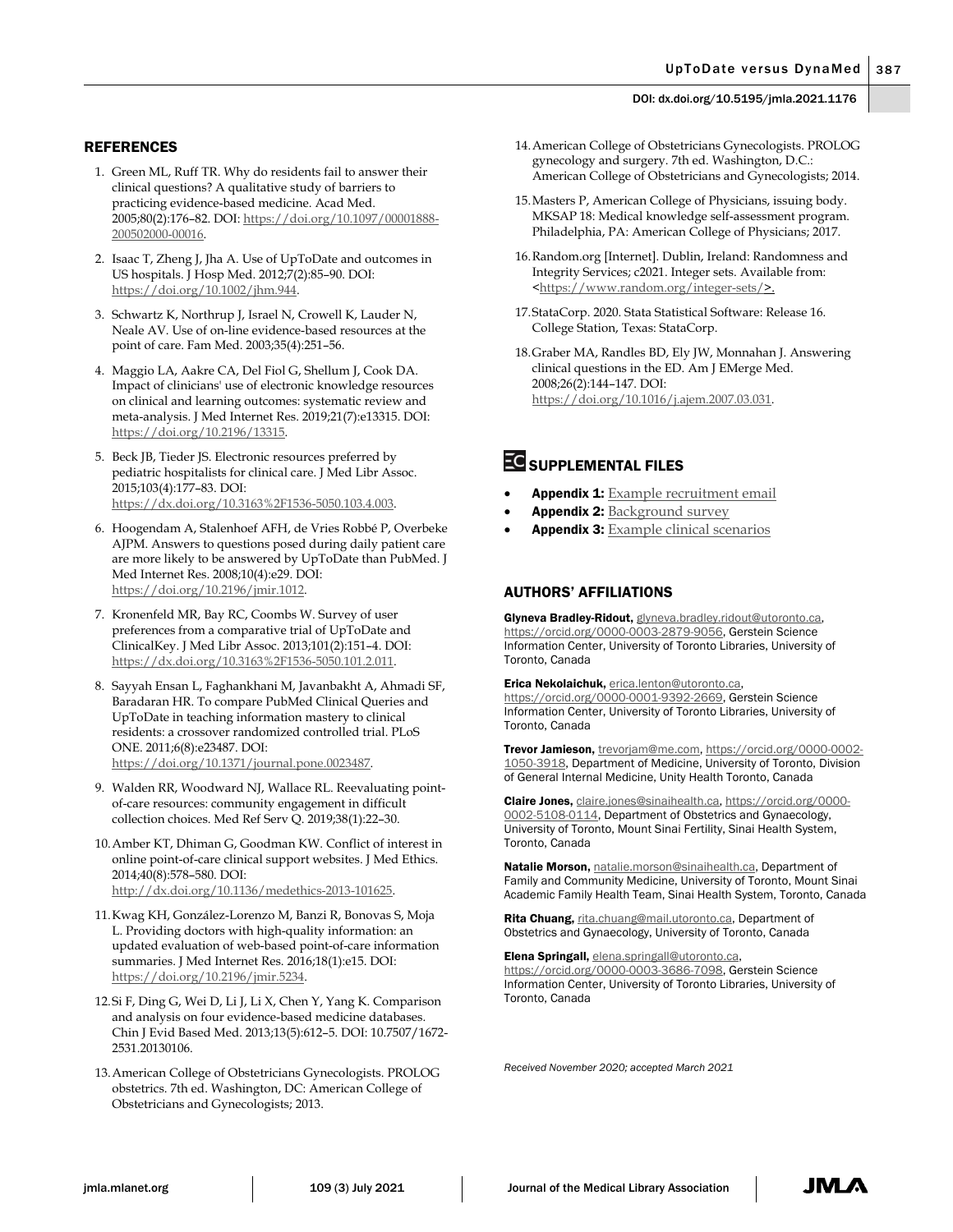## REFERENCES

1. Green ML, Ruff TR. Why do residents fail to answer their clinical questions? A qualitative study of barriers to practicing evidence-based medicine. Acad Med. 2005;80(2):176–82. DOI: https://doi.org/10.1097/00001888-200502000-00016.
2. Isaac T, Zheng J, Jha A. Use of UpToDate and outcomes in US hospitals. J Hosp Med. 2012;7(2):85–90. DOI: https://doi.org/10.1002/jhm.944.
3. Schwartz K, Northrup J, Israel N, Crowell K, Lauder N, Neale AV. Use of on-line evidence-based resources at the point of care. Fam Med. 2003;35(4):251–56.
4. Maggio LA, Aakre CA, Del Fiol G, Shellum J, Cook DA. Impact of clinicians' use of electronic knowledge resources on clinical and learning outcomes: systematic review and meta-analysis. J Med Internet Res. 2019;21(7):e13315. DOI: https://doi.org/10.2196/13315.
5. Beck JB, Tieder JS. Electronic resources preferred by pediatric hospitalists for clinical care. J Med Libr Assoc. 2015;103(4):177–83. DOI: https://dx.doi.org/10.3163%2F1536-5050.103.4.003.
6. Hoogendam A, Stalenhoef AFH, de Vries Robbé P, Overbeke AJPM. Answers to questions posed during daily patient care are more likely to be answered by UpToDate than PubMed. J Med Internet Res. 2008;10(4):e29. DOI: https://doi.org/10.2196/jmir.1012.
7. Kronenfeld MR, Bay RC, Coombs W. Survey of user preferences from a comparative trial of UpToDate and ClinicalKey. J Med Libr Assoc. 2013;101(2):151–4. DOI: https://dx.doi.org/10.3163%2F1536-5050.101.2.011.
8. Sayyah Ensan L, Faghankhani M, Javanbakht A, Ahmadi SF, Baradaran HR. To compare PubMed Clinical Queries and UpToDate in teaching information mastery to clinical residents: a crossover randomized controlled trial. PLoS ONE. 2011;6(8):e23487. DOI: https://doi.org/10.1371/journal.pone.0023487.
9. Walden RR, Woodward NJ, Wallace RL. Reevaluating point-of-care resources: community engagement in difficult collection choices. Med Ref Serv Q. 2019;38(1):22–30.
10. Amber KT, Dhiman G, Goodman KW. Conflict of interest in online point-of-care clinical support websites. J Med Ethics. 2014;40(8):578–580. DOI: http://dx.doi.org/10.1136/medethics-2013-101625.
11. Kwag KH, González-Lorenzo M, Banzi R, Bonovas S, Moja L. Providing doctors with high-quality information: an updated evaluation of web-based point-of-care information summaries. J Med Internet Res. 2016;18(1):e15. DOI: https://doi.org/10.2196/jmir.5234.
12. Si F, Ding G, Wei D, Li J, Li X, Chen Y, Yang K. Comparison and analysis on four evidence-based medicine databases. Chin J Evid Based Med. 2013;13(5):612–5. DOI: 10.7507/1672-2531.20130106.
13. American College of Obstetricians Gynecologists. PROLOG obstetrics. 7th ed. Washington, DC: American College of Obstetricians and Gynecologists; 2013.
14. American College of Obstetricians Gynecologists. PROLOG gynecology and surgery. 7th ed. Washington, D.C.: American College of Obstetricians and Gynecologists; 2014.
15. Masters P, American College of Physicians, issuing body. MKSAP 18: Medical knowledge self-assessment program. Philadelphia, PA: American College of Physicians; 2017.
16. Random.org [Internet]. Dublin, Ireland: Randomness and Integrity Services; c2021. Integer sets. Available from: <https://www.random.org/integer-sets/>.
17. StataCorp. 2020. Stata Statistical Software: Release 16. College Station, Texas: StataCorp.
18. Graber MA, Randles BD, Ely JW, Monnahan J. Answering clinical questions in the ED. Am J EMerge Med. 2008;26(2):144–147. DOI: https://doi.org/10.1016/j.ajem.2007.03.031.

## SUPPLEMENTAL FILES

- **Appendix 1:** Example recruitment email
- **Appendix 2:** Background survey
- **Appendix 3:** Example clinical scenarios

## AUTHORS' AFFILIATIONS

**Glyneva Bradley-Ridout,** glyneva.bradley.ridout@utoronto.ca, https://orcid.org/0000-0003-2879-9056, Gerstein Science Information Center, University of Toronto Libraries, University of Toronto, Canada

**Erica Nekolaichuk,** erica.lenton@utoronto.ca, https://orcid.org/0000-0001-9392-2669, Gerstein Science Information Center, University of Toronto Libraries, University of Toronto, Canada

**Trevor Jamieson,** trevorjam@me.com, https://orcid.org/0000-0002-1050-3918, Department of Medicine, University of Toronto, Division of General Internal Medicine, Unity Health Toronto, Canada

**Claire Jones,** claire.jones@sinaihealth.ca, https://orcid.org/0000-0002-5108-0114, Department of Obstetrics and Gynaecology, University of Toronto, Mount Sinai Fertility, Sinai Health System, Toronto, Canada

**Natalie Morson,** natalie.morson@sinaihealth.ca, Department of Family and Community Medicine, University of Toronto, Mount Sinai Academic Family Health Team, Sinai Health System, Toronto, Canada

**Rita Chuang,** rita.chuang@mail.utoronto.ca, Department of Obstetrics and Gynaecology, University of Toronto, Canada

**Elena Springall,** elena.springall@utoronto.ca, https://orcid.org/0000-0003-3686-7098, Gerstein Science Information Center, University of Toronto Libraries, University of Toronto, Canada

*Received November 2020; accepted March 2021*